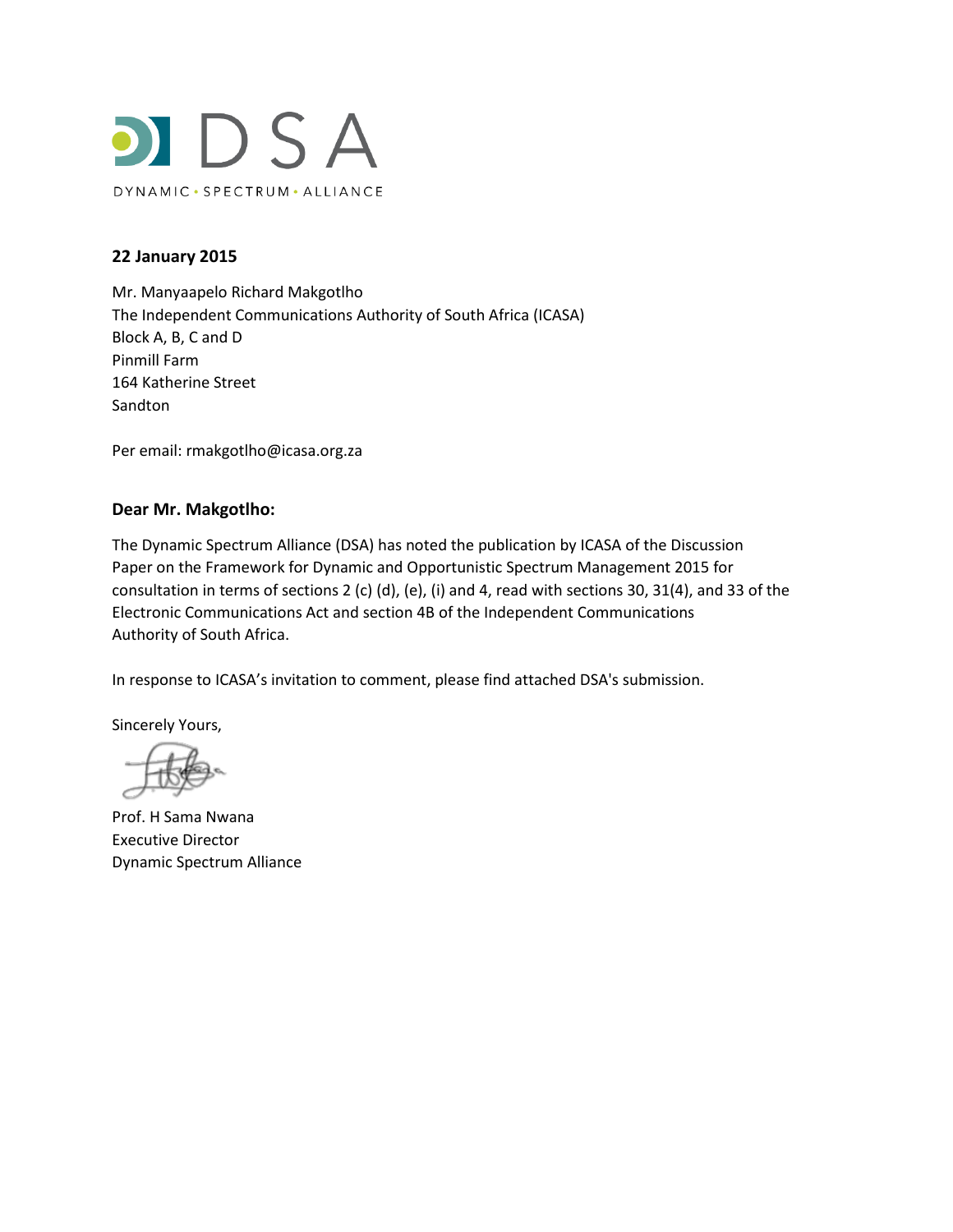DSA

DYNAMIC • SPECTRUM • ALLIANCE

**22 January 2015**

Mr. Manyaapelo Richard Makgotlho
The Independent Communications Authority of South Africa (ICASA)
Block A, B, C and D
Pinmill Farm
164 Katherine Street
Sandton

Per email: rmakgotlho@icasa.org.za

**Dear Mr. Makgotlho:**

The Dynamic Spectrum Alliance (DSA) has noted the publication by ICASA of the Discussion Paper on the Framework for Dynamic and Opportunistic Spectrum Management 2015 for consultation in terms of sections 2 (c) (d), (e), (i) and 4, read with sections 30, 31(4), and 33 of the Electronic Communications Act and section 4B of the Independent Communications Authority of South Africa.

In response to ICASA's invitation to comment, please find attached DSA's submission.

Sincerely Yours,

Prof. H Sama Nwana
Executive Director
Dynamic Spectrum Alliance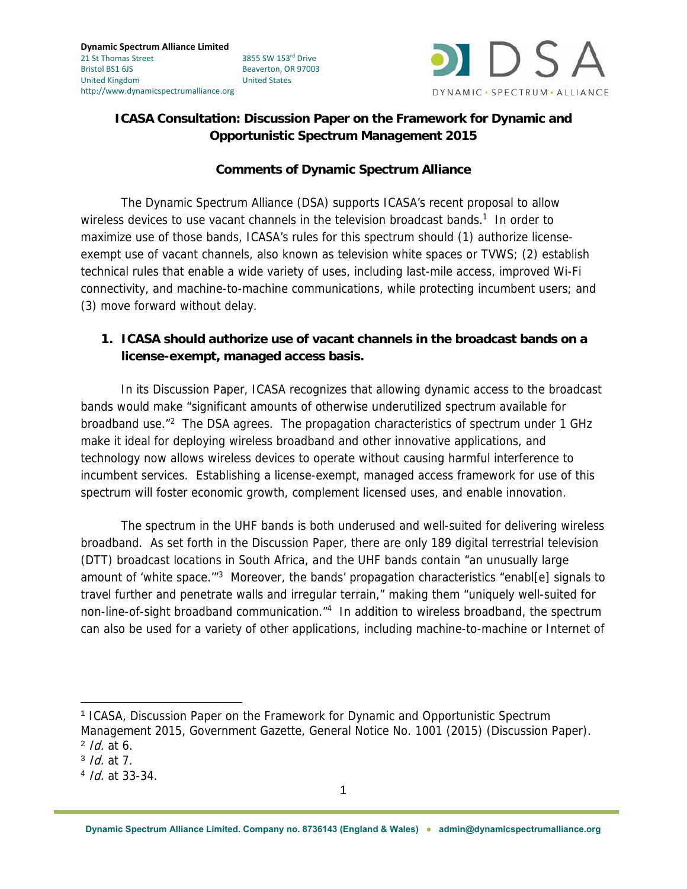**Dynamic Spectrum Alliance Limited**
21 St Thomas Street
Bristol BS1 6JS
United Kingdom
http://www.dynamicspectrumalliance.org

3855 SW 153rd Drive
Beaverton, OR 97003
United States

## ICASA Consultation: Discussion Paper on the Framework for Dynamic and Opportunistic Spectrum Management 2015

### Comments of Dynamic Spectrum Alliance

The Dynamic Spectrum Alliance (DSA) supports ICASA's recent proposal to allow wireless devices to use vacant channels in the television broadcast bands.[1] In order to maximize use of those bands, ICASA's rules for this spectrum should (1) authorize license-exempt use of vacant channels, also known as television white spaces or TVWS; (2) establish technical rules that enable a wide variety of uses, including last-mile access, improved Wi-Fi connectivity, and machine-to-machine communications, while protecting incumbent users; and (3) move forward without delay.

### 1. ICASA should authorize use of vacant channels in the broadcast bands on a license-exempt, managed access basis.

In its Discussion Paper, ICASA recognizes that allowing dynamic access to the broadcast bands would make "significant amounts of otherwise underutilized spectrum available for broadband use."[2] The DSA agrees. The propagation characteristics of spectrum under 1 GHz make it ideal for deploying wireless broadband and other innovative applications, and technology now allows wireless devices to operate without causing harmful interference to incumbent services. Establishing a license-exempt, managed access framework for use of this spectrum will foster economic growth, complement licensed uses, and enable innovation.

The spectrum in the UHF bands is both underused and well-suited for delivering wireless broadband. As set forth in the Discussion Paper, there are only 189 digital terrestrial television (DTT) broadcast locations in South Africa, and the UHF bands contain "an unusually large amount of 'white space.'"[3] Moreover, the bands' propagation characteristics "enabl[e] signals to travel further and penetrate walls and irregular terrain," making them "uniquely well-suited for non-line-of-sight broadband communication."[4] In addition to wireless broadband, the spectrum can also be used for a variety of other applications, including machine-to-machine or Internet of

---

[1] ICASA, Discussion Paper on the Framework for Dynamic and Opportunistic Spectrum Management 2015, Government Gazette, General Notice No. 1001 (2015) (Discussion Paper).
[2] *Id.* at 6.
[3] *Id.* at 7.
[4] *Id.* at 33-34.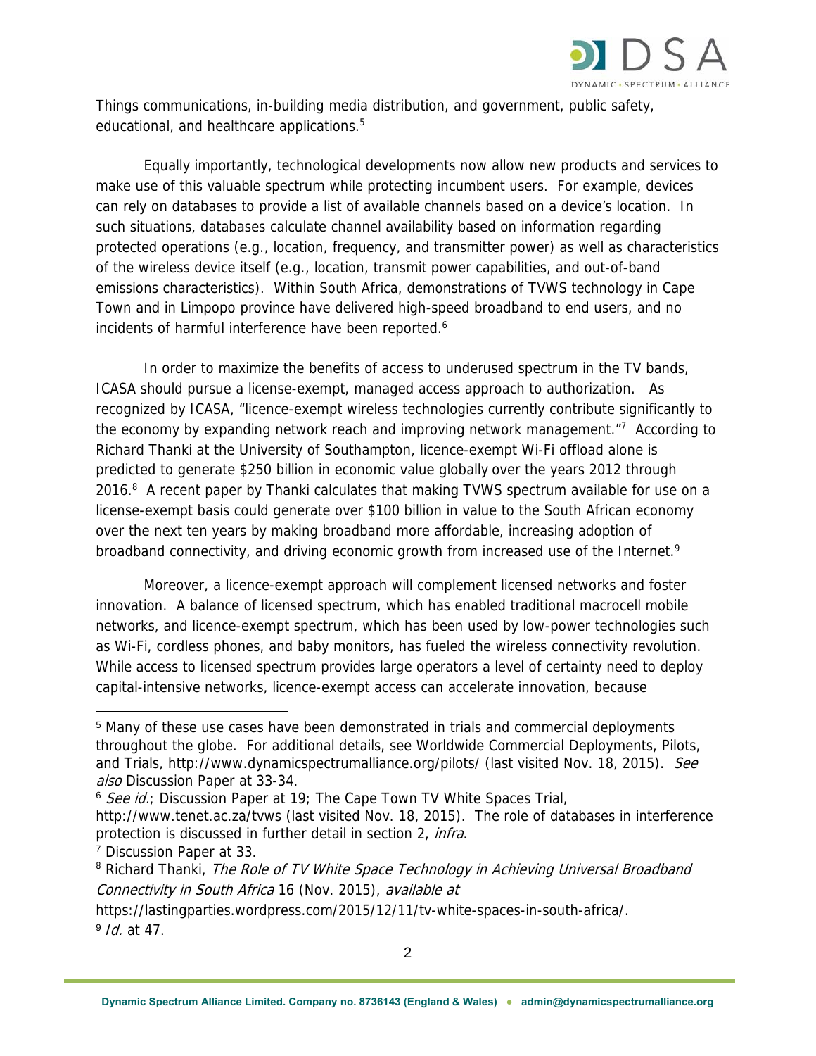Things communications, in-building media distribution, and government, public safety, educational, and healthcare applications.[5]

Equally importantly, technological developments now allow new products and services to make use of this valuable spectrum while protecting incumbent users. For example, devices can rely on databases to provide a list of available channels based on a device's location. In such situations, databases calculate channel availability based on information regarding protected operations (e.g., location, frequency, and transmitter power) as well as characteristics of the wireless device itself (e.g., location, transmit power capabilities, and out-of-band emissions characteristics). Within South Africa, demonstrations of TVWS technology in Cape Town and in Limpopo province have delivered high-speed broadband to end users, and no incidents of harmful interference have been reported.[6]

In order to maximize the benefits of access to underused spectrum in the TV bands, ICASA should pursue a license-exempt, managed access approach to authorization. As recognized by ICASA, "licence-exempt wireless technologies currently contribute significantly to the economy by expanding network reach and improving network management."[7] According to Richard Thanki at the University of Southampton, licence-exempt Wi-Fi offload alone is predicted to generate $250 billion in economic value globally over the years 2012 through 2016.[8] A recent paper by Thanki calculates that making TVWS spectrum available for use on a license-exempt basis could generate over $100 billion in value to the South African economy over the next ten years by making broadband more affordable, increasing adoption of broadband connectivity, and driving economic growth from increased use of the Internet.[9]

Moreover, a licence-exempt approach will complement licensed networks and foster innovation. A balance of licensed spectrum, which has enabled traditional macrocell mobile networks, and licence-exempt spectrum, which has been used by low-power technologies such as Wi-Fi, cordless phones, and baby monitors, has fueled the wireless connectivity revolution. While access to licensed spectrum provides large operators a level of certainty need to deploy capital-intensive networks, licence-exempt access can accelerate innovation, because

---

[5] Many of these use cases have been demonstrated in trials and commercial deployments throughout the globe. For additional details, see Worldwide Commercial Deployments, Pilots, and Trials, http://www.dynamicspectrumalliance.org/pilots/ (last visited Nov. 18, 2015). *See also* Discussion Paper at 33-34.

[6] *See id.*; Discussion Paper at 19; The Cape Town TV White Spaces Trial, http://www.tenet.ac.za/tvws (last visited Nov. 18, 2015). The role of databases in interference protection is discussed in further detail in section 2, *infra*.

[7] Discussion Paper at 33.

[8] Richard Thanki, *The Role of TV White Space Technology in Achieving Universal Broadband Connectivity in South Africa* 16 (Nov. 2015), *available at* https://lastingparties.wordpress.com/2015/12/11/tv-white-spaces-in-south-africa/.

[9] *Id.* at 47.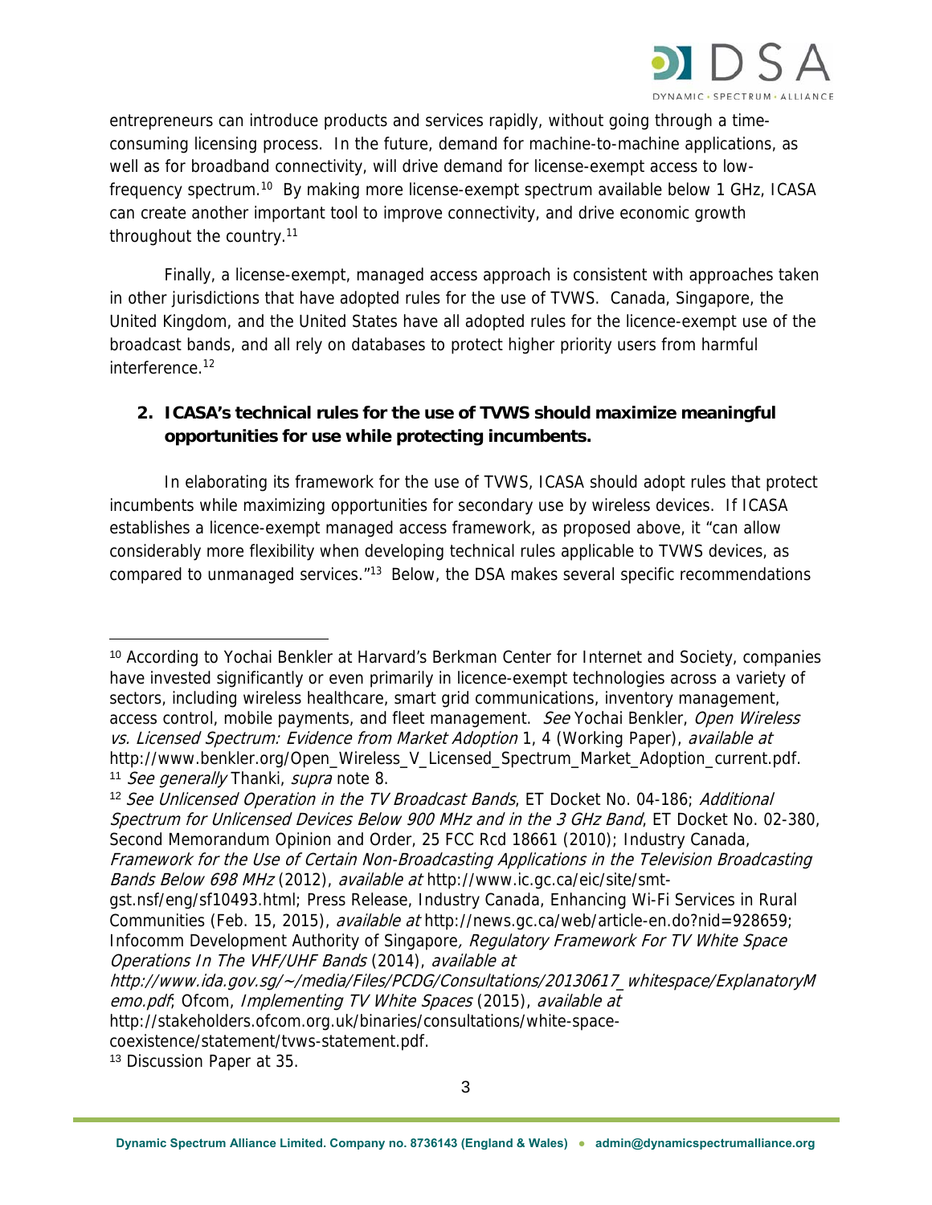entrepreneurs can introduce products and services rapidly, without going through a time-consuming licensing process. In the future, demand for machine-to-machine applications, as well as for broadband connectivity, will drive demand for license-exempt access to low-frequency spectrum.[10] By making more license-exempt spectrum available below 1 GHz, ICASA can create another important tool to improve connectivity, and drive economic growth throughout the country.[11]

Finally, a license-exempt, managed access approach is consistent with approaches taken in other jurisdictions that have adopted rules for the use of TVWS. Canada, Singapore, the United Kingdom, and the United States have all adopted rules for the licence-exempt use of the broadcast bands, and all rely on databases to protect higher priority users from harmful interference.[12]

**2. ICASA's technical rules for the use of TVWS should maximize meaningful opportunities for use while protecting incumbents.**

In elaborating its framework for the use of TVWS, ICASA should adopt rules that protect incumbents while maximizing opportunities for secondary use by wireless devices. If ICASA establishes a licence-exempt managed access framework, as proposed above, it "can allow considerably more flexibility when developing technical rules applicable to TVWS devices, as compared to unmanaged services."[13] Below, the DSA makes several specific recommendations

---

[10] According to Yochai Benkler at Harvard's Berkman Center for Internet and Society, companies have invested significantly or even primarily in licence-exempt technologies across a variety of sectors, including wireless healthcare, smart grid communications, inventory management, access control, mobile payments, and fleet management. *See* Yochai Benkler, *Open Wireless vs. Licensed Spectrum: Evidence from Market Adoption* 1, 4 (Working Paper), *available at* http://www.benkler.org/Open_Wireless_V_Licensed_Spectrum_Market_Adoption_current.pdf.

[11] *See generally* Thanki, *supra* note 8.

[12] *See Unlicensed Operation in the TV Broadcast Bands*, ET Docket No. 04-186; *Additional Spectrum for Unlicensed Devices Below 900 MHz and in the 3 GHz Band*, ET Docket No. 02-380, Second Memorandum Opinion and Order, 25 FCC Rcd 18661 (2010); Industry Canada, *Framework for the Use of Certain Non-Broadcasting Applications in the Television Broadcasting Bands Below 698 MHz* (2012), *available at* http://www.ic.gc.ca/eic/site/smt-gst.nsf/eng/sf10493.html; Press Release, Industry Canada, Enhancing Wi-Fi Services in Rural Communities (Feb. 15, 2015), *available at* http://news.gc.ca/web/article-en.do?nid=928659; Infocomm Development Authority of Singapore, *Regulatory Framework For TV White Space Operations In The VHF/UHF Bands* (2014), *available at* *http://www.ida.gov.sg/~/media/Files/PCDG/Consultations/20130617_whitespace/ExplanatoryMemo.pdf*; Ofcom, *Implementing TV White Spaces* (2015), *available at* http://stakeholders.ofcom.org.uk/binaries/consultations/white-space-coexistence/statement/tvws-statement.pdf.

[13] Discussion Paper at 35.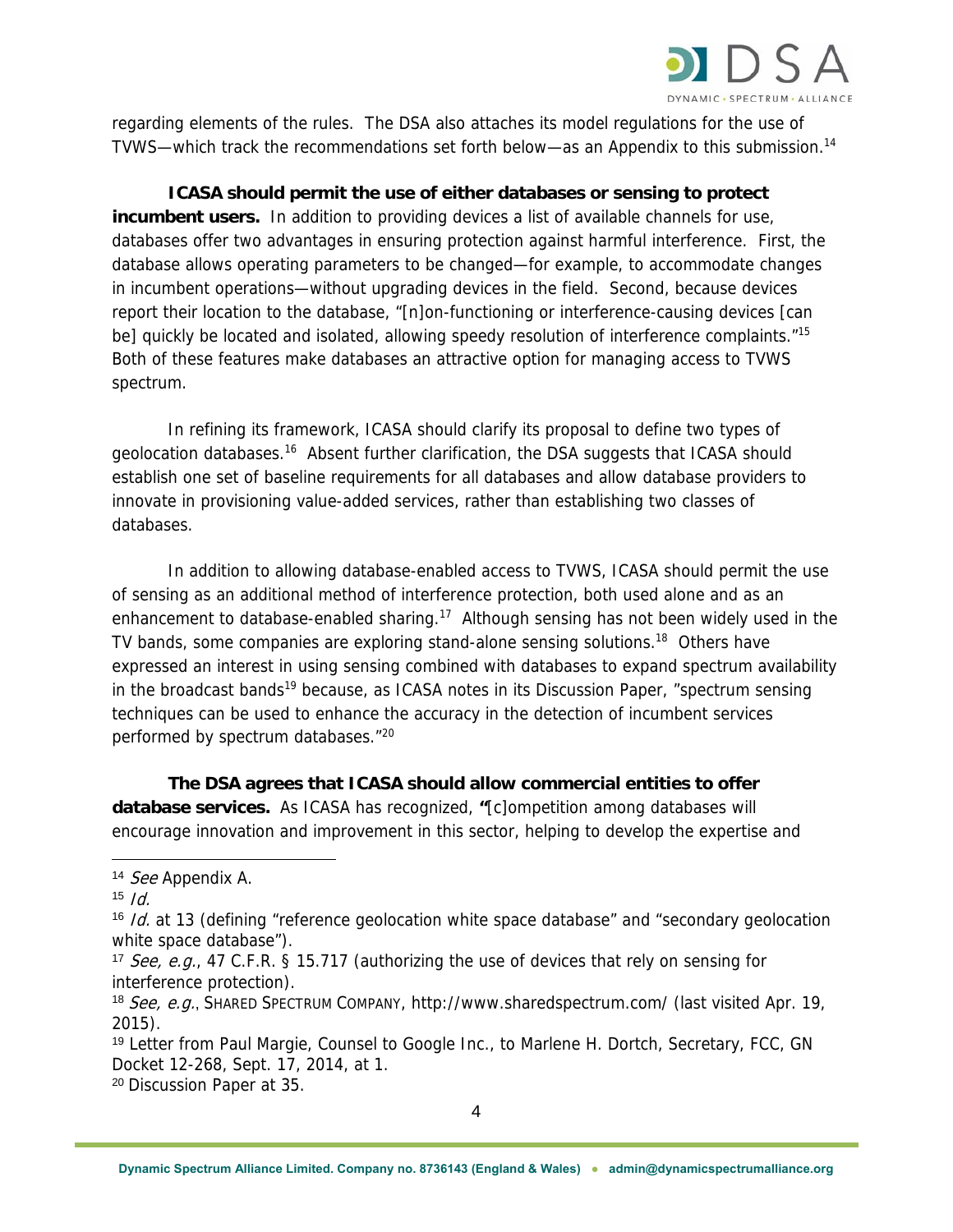regarding elements of the rules. The DSA also attaches its model regulations for the use of TVWS—which track the recommendations set forth below—as an Appendix to this submission.[14]

**ICASA should permit the use of either databases or sensing to protect incumbent users.** In addition to providing devices a list of available channels for use, databases offer two advantages in ensuring protection against harmful interference. First, the database allows operating parameters to be changed—for example, to accommodate changes in incumbent operations—without upgrading devices in the field. Second, because devices report their location to the database, "[n]on-functioning or interference-causing devices [can be] quickly be located and isolated, allowing speedy resolution of interference complaints."[15] Both of these features make databases an attractive option for managing access to TVWS spectrum.

In refining its framework, ICASA should clarify its proposal to define two types of geolocation databases.[16] Absent further clarification, the DSA suggests that ICASA should establish one set of baseline requirements for all databases and allow database providers to innovate in provisioning value-added services, rather than establishing two classes of databases.

In addition to allowing database-enabled access to TVWS, ICASA should permit the use of sensing as an additional method of interference protection, both used alone and as an enhancement to database-enabled sharing.[17] Although sensing has not been widely used in the TV bands, some companies are exploring stand-alone sensing solutions.[18] Others have expressed an interest in using sensing combined with databases to expand spectrum availability in the broadcast bands[19] because, as ICASA notes in its Discussion Paper, "spectrum sensing techniques can be used to enhance the accuracy in the detection of incumbent services performed by spectrum databases."[20]

**The DSA agrees that ICASA should allow commercial entities to offer database services.** As ICASA has recognized, "[c]ompetition among databases will encourage innovation and improvement in this sector, helping to develop the expertise and

---

[14] *See* Appendix A.

[15] *Id.*

[16] *Id.* at 13 (defining "reference geolocation white space database" and "secondary geolocation white space database").

[17] *See, e.g.*, 47 C.F.R. § 15.717 (authorizing the use of devices that rely on sensing for interference protection).

[18] *See, e.g.*, SHARED SPECTRUM COMPANY, http://www.sharedspectrum.com/ (last visited Apr. 19, 2015).

[19] Letter from Paul Margie, Counsel to Google Inc., to Marlene H. Dortch, Secretary, FCC, GN Docket 12-268, Sept. 17, 2014, at 1.

[20] Discussion Paper at 35.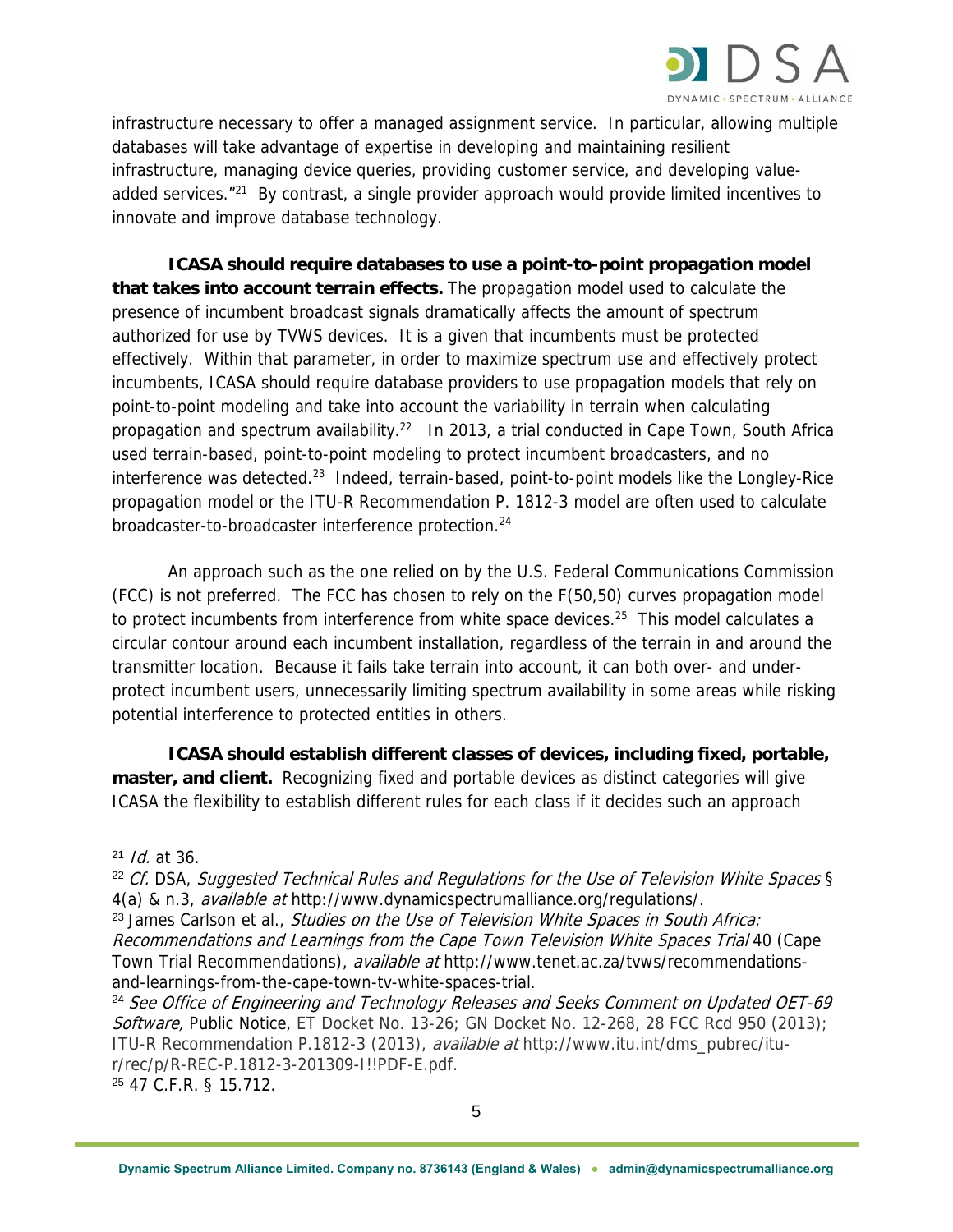infrastructure necessary to offer a managed assignment service. In particular, allowing multiple databases will take advantage of expertise in developing and maintaining resilient infrastructure, managing device queries, providing customer service, and developing value-added services."[21] By contrast, a single provider approach would provide limited incentives to innovate and improve database technology.

**ICASA should require databases to use a point-to-point propagation model that takes into account terrain effects.** The propagation model used to calculate the presence of incumbent broadcast signals dramatically affects the amount of spectrum authorized for use by TVWS devices. It is a given that incumbents must be protected effectively. Within that parameter, in order to maximize spectrum use and effectively protect incumbents, ICASA should require database providers to use propagation models that rely on point-to-point modeling and take into account the variability in terrain when calculating propagation and spectrum availability.[22] In 2013, a trial conducted in Cape Town, South Africa used terrain-based, point-to-point modeling to protect incumbent broadcasters, and no interference was detected.[23] Indeed, terrain-based, point-to-point models like the Longley-Rice propagation model or the ITU-R Recommendation P. 1812-3 model are often used to calculate broadcaster-to-broadcaster interference protection.[24]

An approach such as the one relied on by the U.S. Federal Communications Commission (FCC) is not preferred. The FCC has chosen to rely on the F(50,50) curves propagation model to protect incumbents from interference from white space devices.[25] This model calculates a circular contour around each incumbent installation, regardless of the terrain in and around the transmitter location. Because it fails take terrain into account, it can both over- and under-protect incumbent users, unnecessarily limiting spectrum availability in some areas while risking potential interference to protected entities in others.

**ICASA should establish different classes of devices, including fixed, portable, master, and client.** Recognizing fixed and portable devices as distinct categories will give ICASA the flexibility to establish different rules for each class if it decides such an approach

---

[21] *Id.* at 36.

[22] *Cf.* DSA, *Suggested Technical Rules and Regulations for the Use of Television White Spaces* § 4(a) & n.3, *available at* http://www.dynamicspectrumalliance.org/regulations/.

[23] James Carlson et al., *Studies on the Use of Television White Spaces in South Africa: Recommendations and Learnings from the Cape Town Television White Spaces Trial* 40 (Cape Town Trial Recommendations), *available at* http://www.tenet.ac.za/tvws/recommendations-and-learnings-from-the-cape-town-tv-white-spaces-trial.

[24] *See Office of Engineering and Technology Releases and Seeks Comment on Updated OET-69 Software,* Public Notice, ET Docket No. 13-26; GN Docket No. 12-268, 28 FCC Rcd 950 (2013); ITU-R Recommendation P.1812-3 (2013), *available at* http://www.itu.int/dms_pubrec/itu-r/rec/p/R-REC-P.1812-3-201309-I!!PDF-E.pdf.

[25] 47 C.F.R. § 15.712.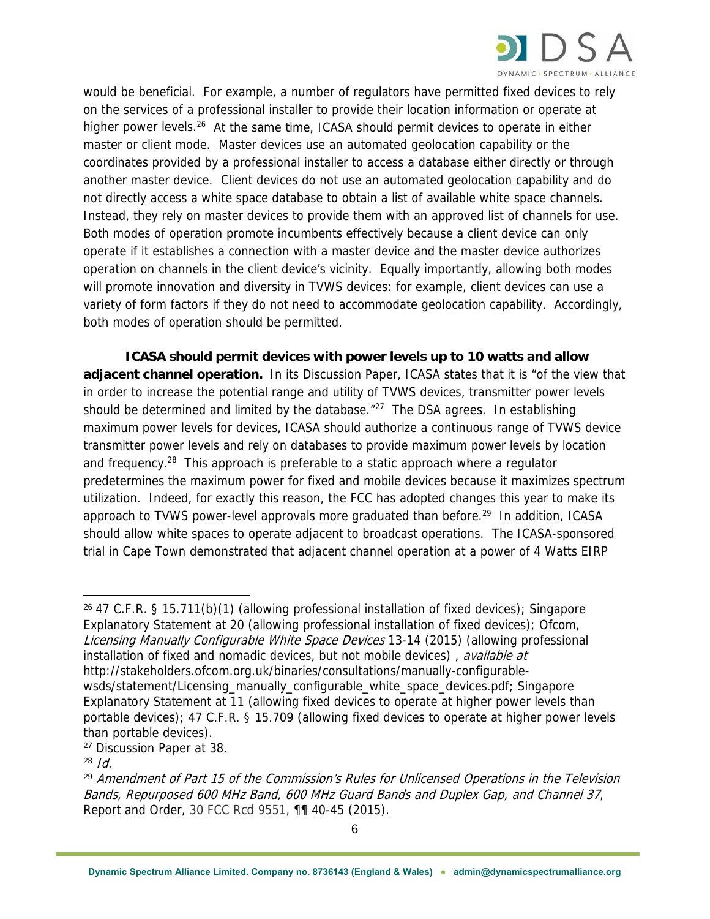would be beneficial. For example, a number of regulators have permitted fixed devices to rely on the services of a professional installer to provide their location information or operate at higher power levels.[26] At the same time, ICASA should permit devices to operate in either master or client mode. Master devices use an automated geolocation capability or the coordinates provided by a professional installer to access a database either directly or through another master device. Client devices do not use an automated geolocation capability and do not directly access a white space database to obtain a list of available white space channels. Instead, they rely on master devices to provide them with an approved list of channels for use. Both modes of operation promote incumbents effectively because a client device can only operate if it establishes a connection with a master device and the master device authorizes operation on channels in the client device's vicinity. Equally importantly, allowing both modes will promote innovation and diversity in TVWS devices: for example, client devices can use a variety of form factors if they do not need to accommodate geolocation capability. Accordingly, both modes of operation should be permitted.

**ICASA should permit devices with power levels up to 10 watts and allow adjacent channel operation.** In its Discussion Paper, ICASA states that it is "of the view that in order to increase the potential range and utility of TVWS devices, transmitter power levels should be determined and limited by the database."[27] The DSA agrees. In establishing maximum power levels for devices, ICASA should authorize a continuous range of TVWS device transmitter power levels and rely on databases to provide maximum power levels by location and frequency.[28] This approach is preferable to a static approach where a regulator predetermines the maximum power for fixed and mobile devices because it maximizes spectrum utilization. Indeed, for exactly this reason, the FCC has adopted changes this year to make its approach to TVWS power-level approvals more graduated than before.[29] In addition, ICASA should allow white spaces to operate adjacent to broadcast operations. The ICASA-sponsored trial in Cape Town demonstrated that adjacent channel operation at a power of 4 Watts EIRP

---

[26] 47 C.F.R. § 15.711(b)(1) (allowing professional installation of fixed devices); Singapore Explanatory Statement at 20 (allowing professional installation of fixed devices); Ofcom, *Licensing Manually Configurable White Space Devices* 13-14 (2015) (allowing professional installation of fixed and nomadic devices, but not mobile devices) , *available at* http://stakeholders.ofcom.org.uk/binaries/consultations/manually-configurable-wsds/statement/Licensing_manually_configurable_white_space_devices.pdf; Singapore Explanatory Statement at 11 (allowing fixed devices to operate at higher power levels than portable devices); 47 C.F.R. § 15.709 (allowing fixed devices to operate at higher power levels than portable devices).

[27] Discussion Paper at 38.

[28] *Id.*

[29] *Amendment of Part 15 of the Commission's Rules for Unlicensed Operations in the Television Bands, Repurposed 600 MHz Band, 600 MHz Guard Bands and Duplex Gap, and Channel 37*, Report and Order, 30 FCC Rcd 9551, ¶¶ 40-45 (2015).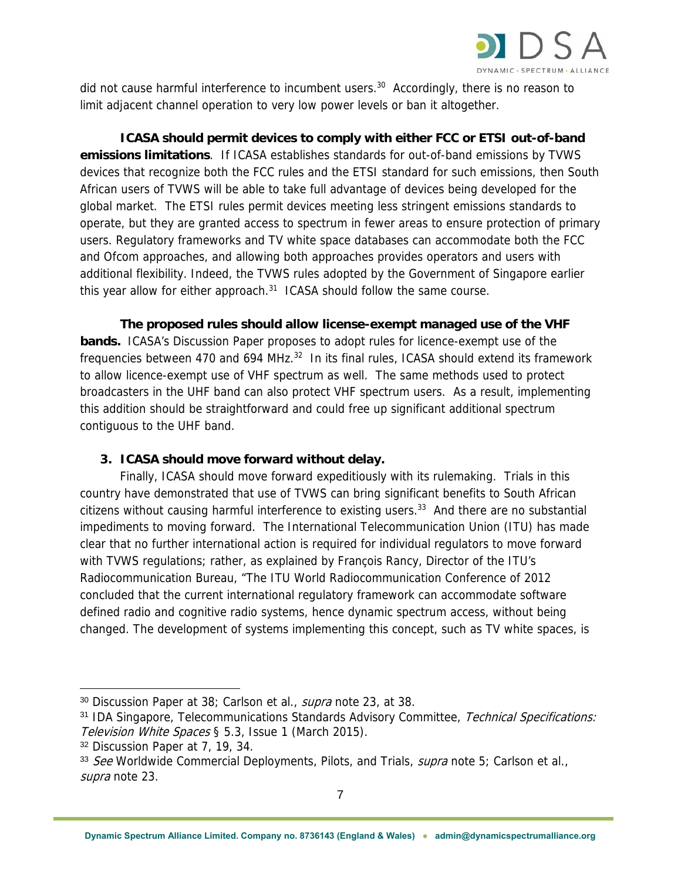did not cause harmful interference to incumbent users.[30] Accordingly, there is no reason to limit adjacent channel operation to very low power levels or ban it altogether.

**ICASA should permit devices to comply with either FCC or ETSI out-of-band emissions limitations**. If ICASA establishes standards for out-of-band emissions by TVWS devices that recognize both the FCC rules and the ETSI standard for such emissions, then South African users of TVWS will be able to take full advantage of devices being developed for the global market. The ETSI rules permit devices meeting less stringent emissions standards to operate, but they are granted access to spectrum in fewer areas to ensure protection of primary users. Regulatory frameworks and TV white space databases can accommodate both the FCC and Ofcom approaches, and allowing both approaches provides operators and users with additional flexibility. Indeed, the TVWS rules adopted by the Government of Singapore earlier this year allow for either approach.[31] ICASA should follow the same course.

**The proposed rules should allow license-exempt managed use of the VHF bands.** ICASA's Discussion Paper proposes to adopt rules for licence-exempt use of the frequencies between 470 and 694 MHz.[32] In its final rules, ICASA should extend its framework to allow licence-exempt use of VHF spectrum as well. The same methods used to protect broadcasters in the UHF band can also protect VHF spectrum users. As a result, implementing this addition should be straightforward and could free up significant additional spectrum contiguous to the UHF band.

### 3. ICASA should move forward without delay.

Finally, ICASA should move forward expeditiously with its rulemaking. Trials in this country have demonstrated that use of TVWS can bring significant benefits to South African citizens without causing harmful interference to existing users.[33] And there are no substantial impediments to moving forward. The International Telecommunication Union (ITU) has made clear that no further international action is required for individual regulators to move forward with TVWS regulations; rather, as explained by François Rancy, Director of the ITU's Radiocommunication Bureau, "The ITU World Radiocommunication Conference of 2012 concluded that the current international regulatory framework can accommodate software defined radio and cognitive radio systems, hence dynamic spectrum access, without being changed. The development of systems implementing this concept, such as TV white spaces, is

---

[30] Discussion Paper at 38; Carlson et al., *supra* note 23, at 38.

[31] IDA Singapore, Telecommunications Standards Advisory Committee, *Technical Specifications: Television White Spaces* § 5.3, Issue 1 (March 2015).

[32] Discussion Paper at 7, 19, 34.

[33] *See* Worldwide Commercial Deployments, Pilots, and Trials, *supra* note 5; Carlson et al., *supra* note 23.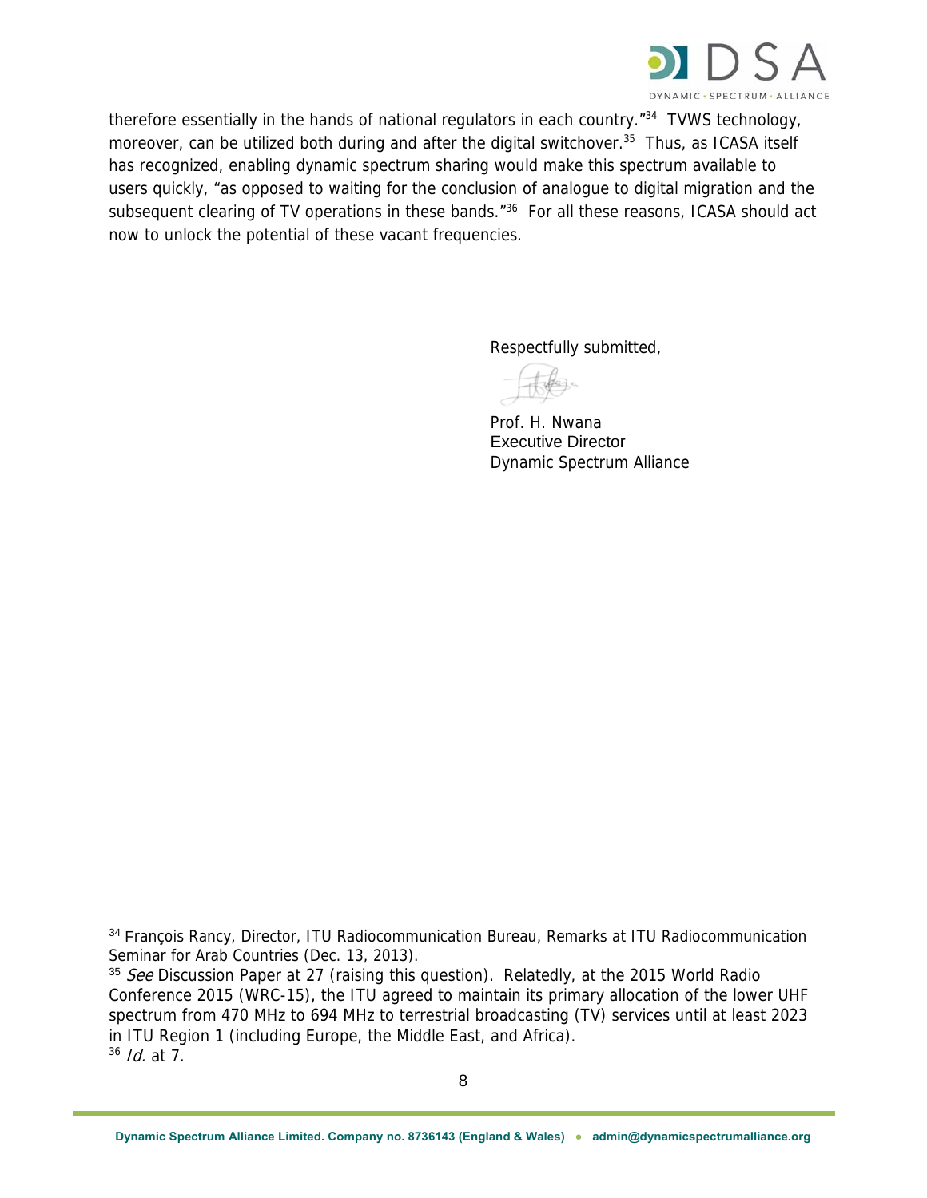therefore essentially in the hands of national regulators in each country."[34] TVWS technology, moreover, can be utilized both during and after the digital switchover.[35] Thus, as ICASA itself has recognized, enabling dynamic spectrum sharing would make this spectrum available to users quickly, "as opposed to waiting for the conclusion of analogue to digital migration and the subsequent clearing of TV operations in these bands."[36] For all these reasons, ICASA should act now to unlock the potential of these vacant frequencies.

Respectfully submitted,

Prof. H. Nwana
Executive Director
Dynamic Spectrum Alliance

---

[34] François Rancy, Director, ITU Radiocommunication Bureau, Remarks at ITU Radiocommunication Seminar for Arab Countries (Dec. 13, 2013).

[35] *See* Discussion Paper at 27 (raising this question). Relatedly, at the 2015 World Radio Conference 2015 (WRC-15), the ITU agreed to maintain its primary allocation of the lower UHF spectrum from 470 MHz to 694 MHz to terrestrial broadcasting (TV) services until at least 2023 in ITU Region 1 (including Europe, the Middle East, and Africa).

[36] *Id.* at 7.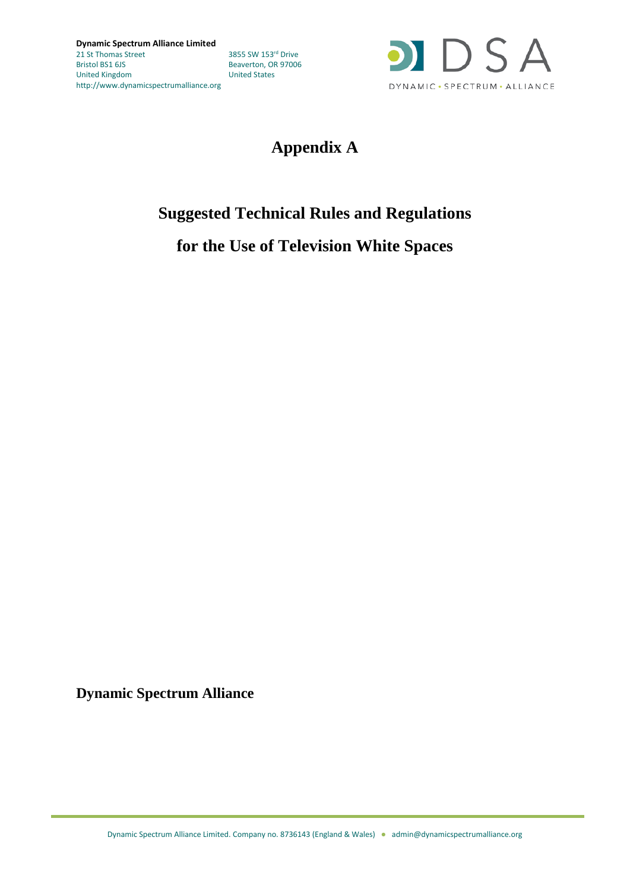**Dynamic Spectrum Alliance Limited**
21 St Thomas Street
Bristol BS1 6JS
United Kingdom
http://www.dynamicspectrumalliance.org

3855 SW 153rd Drive
Beaverton, OR 97006
United States

# Appendix A

## Suggested Technical Rules and Regulations

## for the Use of Television White Spaces

**Dynamic Spectrum Alliance**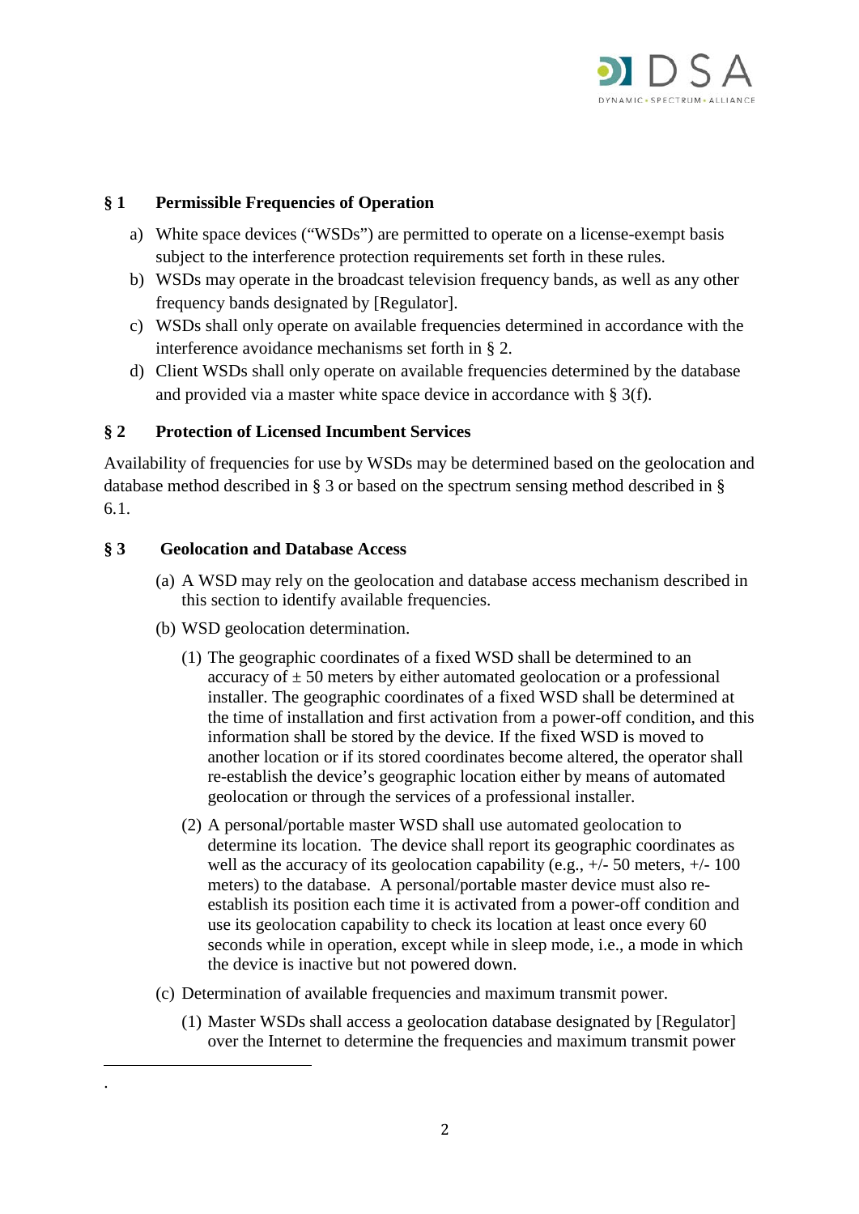## § 1 Permissible Frequencies of Operation

a) White space devices ("WSDs") are permitted to operate on a license-exempt basis subject to the interference protection requirements set forth in these rules.

b) WSDs may operate in the broadcast television frequency bands, as well as any other frequency bands designated by [Regulator].

c) WSDs shall only operate on available frequencies determined in accordance with the interference avoidance mechanisms set forth in § 2.

d) Client WSDs shall only operate on available frequencies determined by the database and provided via a master white space device in accordance with § 3(f).

## § 2 Protection of Licensed Incumbent Services

Availability of frequencies for use by WSDs may be determined based on the geolocation and database method described in § 3 or based on the spectrum sensing method described in § 6.1.

## § 3 Geolocation and Database Access

(a) A WSD may rely on the geolocation and database access mechanism described in this section to identify available frequencies.

(b) WSD geolocation determination.

(1) The geographic coordinates of a fixed WSD shall be determined to an accuracy of ± 50 meters by either automated geolocation or a professional installer. The geographic coordinates of a fixed WSD shall be determined at the time of installation and first activation from a power-off condition, and this information shall be stored by the device. If the fixed WSD is moved to another location or if its stored coordinates become altered, the operator shall re-establish the device's geographic location either by means of automated geolocation or through the services of a professional installer.

(2) A personal/portable master WSD shall use automated geolocation to determine its location. The device shall report its geographic coordinates as well as the accuracy of its geolocation capability (e.g., +/- 50 meters, +/- 100 meters) to the database. A personal/portable master device must also re-establish its position each time it is activated from a power-off condition and use its geolocation capability to check its location at least once every 60 seconds while in operation, except while in sleep mode, i.e., a mode in which the device is inactive but not powered down.

(c) Determination of available frequencies and maximum transmit power.

(1) Master WSDs shall access a geolocation database designated by [Regulator] over the Internet to determine the frequencies and maximum transmit power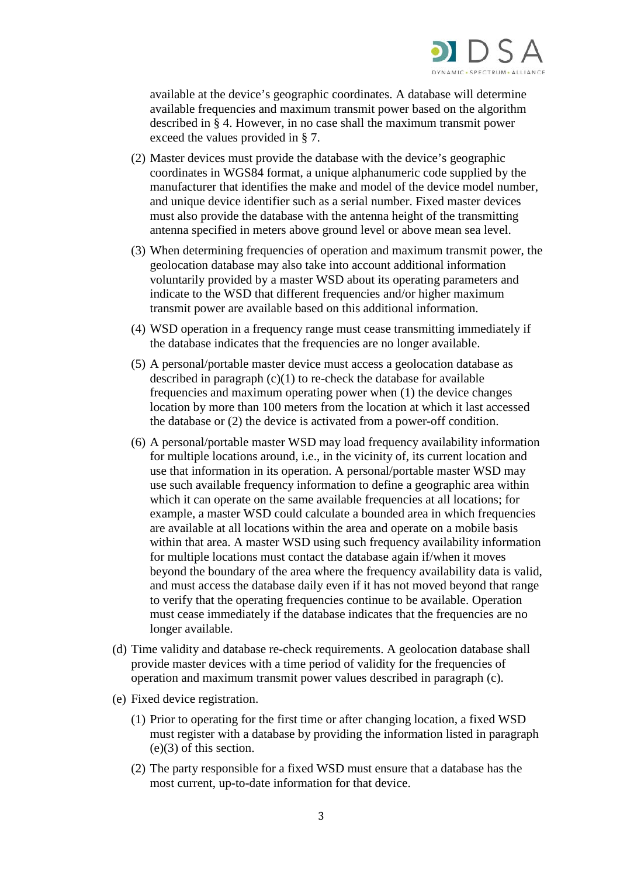available at the device's geographic coordinates. A database will determine available frequencies and maximum transmit power based on the algorithm described in § 4. However, in no case shall the maximum transmit power exceed the values provided in § 7.

(2) Master devices must provide the database with the device's geographic coordinates in WGS84 format, a unique alphanumeric code supplied by the manufacturer that identifies the make and model of the device model number, and unique device identifier such as a serial number. Fixed master devices must also provide the database with the antenna height of the transmitting antenna specified in meters above ground level or above mean sea level.

(3) When determining frequencies of operation and maximum transmit power, the geolocation database may also take into account additional information voluntarily provided by a master WSD about its operating parameters and indicate to the WSD that different frequencies and/or higher maximum transmit power are available based on this additional information.

(4) WSD operation in a frequency range must cease transmitting immediately if the database indicates that the frequencies are no longer available.

(5) A personal/portable master device must access a geolocation database as described in paragraph (c)(1) to re-check the database for available frequencies and maximum operating power when (1) the device changes location by more than 100 meters from the location at which it last accessed the database or (2) the device is activated from a power-off condition.

(6) A personal/portable master WSD may load frequency availability information for multiple locations around, i.e., in the vicinity of, its current location and use that information in its operation. A personal/portable master WSD may use such available frequency information to define a geographic area within which it can operate on the same available frequencies at all locations; for example, a master WSD could calculate a bounded area in which frequencies are available at all locations within the area and operate on a mobile basis within that area. A master WSD using such frequency availability information for multiple locations must contact the database again if/when it moves beyond the boundary of the area where the frequency availability data is valid, and must access the database daily even if it has not moved beyond that range to verify that the operating frequencies continue to be available. Operation must cease immediately if the database indicates that the frequencies are no longer available.

(d) Time validity and database re-check requirements. A geolocation database shall provide master devices with a time period of validity for the frequencies of operation and maximum transmit power values described in paragraph (c).

(e) Fixed device registration.

(1) Prior to operating for the first time or after changing location, a fixed WSD must register with a database by providing the information listed in paragraph (e)(3) of this section.

(2) The party responsible for a fixed WSD must ensure that a database has the most current, up-to-date information for that device.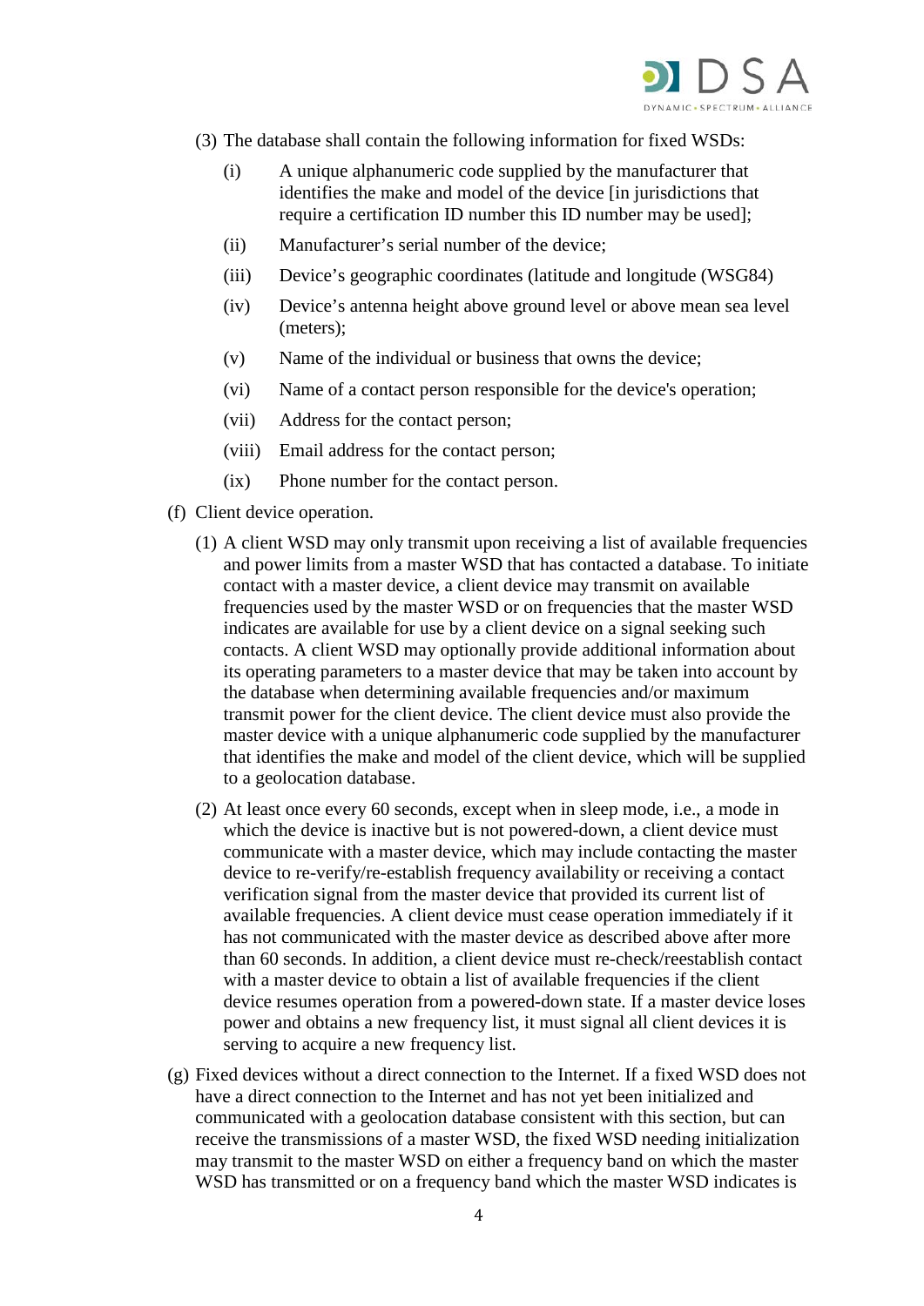(3) The database shall contain the following information for fixed WSDs:

(i) A unique alphanumeric code supplied by the manufacturer that identifies the make and model of the device [in jurisdictions that require a certification ID number this ID number may be used];

(ii) Manufacturer's serial number of the device;

(iii) Device's geographic coordinates (latitude and longitude (WSG84)

(iv) Device's antenna height above ground level or above mean sea level (meters);

(v) Name of the individual or business that owns the device;

(vi) Name of a contact person responsible for the device's operation;

(vii) Address for the contact person;

(viii) Email address for the contact person;

(ix) Phone number for the contact person.

(f) Client device operation.

(1) A client WSD may only transmit upon receiving a list of available frequencies and power limits from a master WSD that has contacted a database. To initiate contact with a master device, a client device may transmit on available frequencies used by the master WSD or on frequencies that the master WSD indicates are available for use by a client device on a signal seeking such contacts. A client WSD may optionally provide additional information about its operating parameters to a master device that may be taken into account by the database when determining available frequencies and/or maximum transmit power for the client device. The client device must also provide the master device with a unique alphanumeric code supplied by the manufacturer that identifies the make and model of the client device, which will be supplied to a geolocation database.

(2) At least once every 60 seconds, except when in sleep mode, i.e., a mode in which the device is inactive but is not powered-down, a client device must communicate with a master device, which may include contacting the master device to re-verify/re-establish frequency availability or receiving a contact verification signal from the master device that provided its current list of available frequencies. A client device must cease operation immediately if it has not communicated with the master device as described above after more than 60 seconds. In addition, a client device must re-check/reestablish contact with a master device to obtain a list of available frequencies if the client device resumes operation from a powered-down state. If a master device loses power and obtains a new frequency list, it must signal all client devices it is serving to acquire a new frequency list.

(g) Fixed devices without a direct connection to the Internet. If a fixed WSD does not have a direct connection to the Internet and has not yet been initialized and communicated with a geolocation database consistent with this section, but can receive the transmissions of a master WSD, the fixed WSD needing initialization may transmit to the master WSD on either a frequency band on which the master WSD has transmitted or on a frequency band which the master WSD indicates is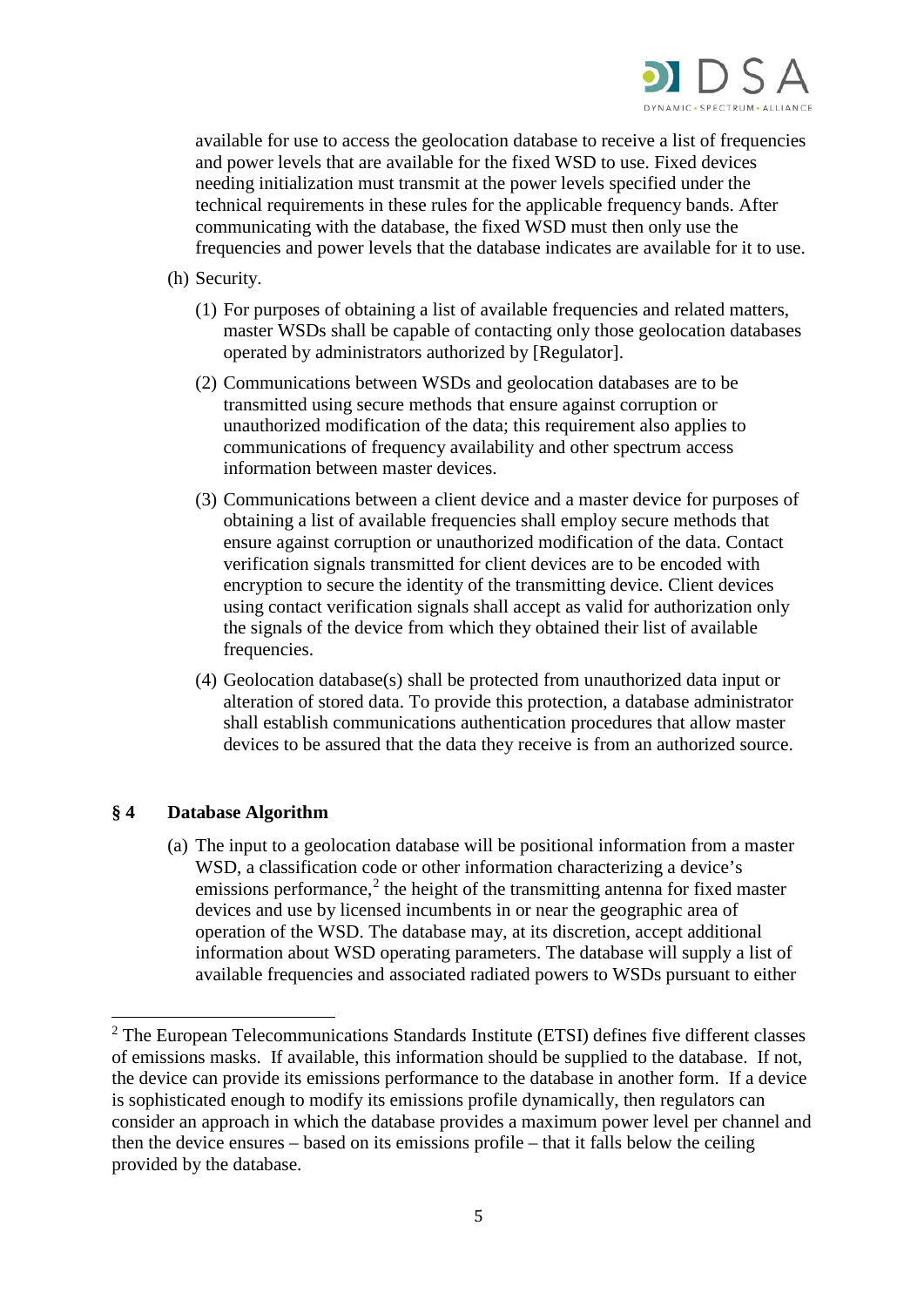available for use to access the geolocation database to receive a list of frequencies and power levels that are available for the fixed WSD to use. Fixed devices needing initialization must transmit at the power levels specified under the technical requirements in these rules for the applicable frequency bands. After communicating with the database, the fixed WSD must then only use the frequencies and power levels that the database indicates are available for it to use.

(h) Security.

(1) For purposes of obtaining a list of available frequencies and related matters, master WSDs shall be capable of contacting only those geolocation databases operated by administrators authorized by [Regulator].

(2) Communications between WSDs and geolocation databases are to be transmitted using secure methods that ensure against corruption or unauthorized modification of the data; this requirement also applies to communications of frequency availability and other spectrum access information between master devices.

(3) Communications between a client device and a master device for purposes of obtaining a list of available frequencies shall employ secure methods that ensure against corruption or unauthorized modification of the data. Contact verification signals transmitted for client devices are to be encoded with encryption to secure the identity of the transmitting device. Client devices using contact verification signals shall accept as valid for authorization only the signals of the device from which they obtained their list of available frequencies.

(4) Geolocation database(s) shall be protected from unauthorized data input or alteration of stored data. To provide this protection, a database administrator shall establish communications authentication procedures that allow master devices to be assured that the data they receive is from an authorized source.

## § 4 Database Algorithm

(a) The input to a geolocation database will be positional information from a master WSD, a classification code or other information characterizing a device's emissions performance,[2] the height of the transmitting antenna for fixed master devices and use by licensed incumbents in or near the geographic area of operation of the WSD. The database may, at its discretion, accept additional information about WSD operating parameters. The database will supply a list of available frequencies and associated radiated powers to WSDs pursuant to either

---

[2] The European Telecommunications Standards Institute (ETSI) defines five different classes of emissions masks. If available, this information should be supplied to the database. If not, the device can provide its emissions performance to the database in another form. If a device is sophisticated enough to modify its emissions profile dynamically, then regulators can consider an approach in which the database provides a maximum power level per channel and then the device ensures – based on its emissions profile – that it falls below the ceiling provided by the database.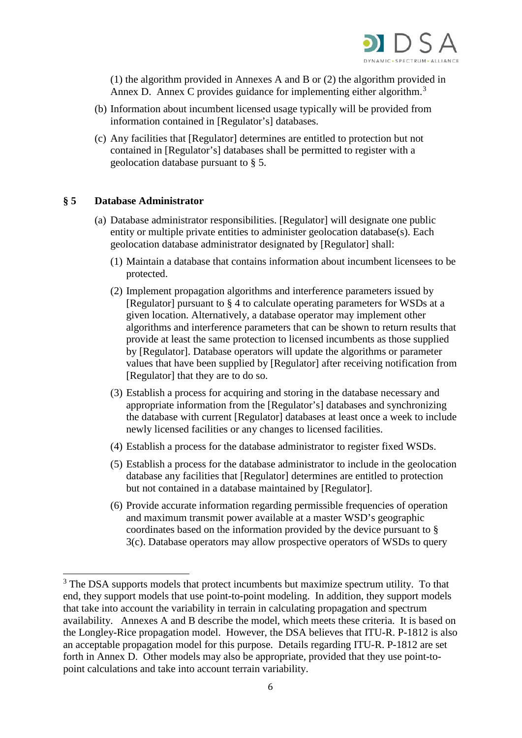(1) the algorithm provided in Annexes A and B or (2) the algorithm provided in Annex D. Annex C provides guidance for implementing either algorithm.[3]

(b) Information about incumbent licensed usage typically will be provided from information contained in [Regulator's] databases.

(c) Any facilities that [Regulator] determines are entitled to protection but not contained in [Regulator's] databases shall be permitted to register with a geolocation database pursuant to § 5.

## § 5 Database Administrator

(a) Database administrator responsibilities. [Regulator] will designate one public entity or multiple private entities to administer geolocation database(s). Each geolocation database administrator designated by [Regulator] shall:

(1) Maintain a database that contains information about incumbent licensees to be protected.

(2) Implement propagation algorithms and interference parameters issued by [Regulator] pursuant to § 4 to calculate operating parameters for WSDs at a given location. Alternatively, a database operator may implement other algorithms and interference parameters that can be shown to return results that provide at least the same protection to licensed incumbents as those supplied by [Regulator]. Database operators will update the algorithms or parameter values that have been supplied by [Regulator] after receiving notification from [Regulator] that they are to do so.

(3) Establish a process for acquiring and storing in the database necessary and appropriate information from the [Regulator's] databases and synchronizing the database with current [Regulator] databases at least once a week to include newly licensed facilities or any changes to licensed facilities.

(4) Establish a process for the database administrator to register fixed WSDs.

(5) Establish a process for the database administrator to include in the geolocation database any facilities that [Regulator] determines are entitled to protection but not contained in a database maintained by [Regulator].

(6) Provide accurate information regarding permissible frequencies of operation and maximum transmit power available at a master WSD's geographic coordinates based on the information provided by the device pursuant to § 3(c). Database operators may allow prospective operators of WSDs to query

---

[3] The DSA supports models that protect incumbents but maximize spectrum utility. To that end, they support models that use point-to-point modeling. In addition, they support models that take into account the variability in terrain in calculating propagation and spectrum availability. Annexes A and B describe the model, which meets these criteria. It is based on the Longley-Rice propagation model. However, the DSA believes that ITU-R. P-1812 is also an acceptable propagation model for this purpose. Details regarding ITU-R. P-1812 are set forth in Annex D. Other models may also be appropriate, provided that they use point-to-point calculations and take into account terrain variability.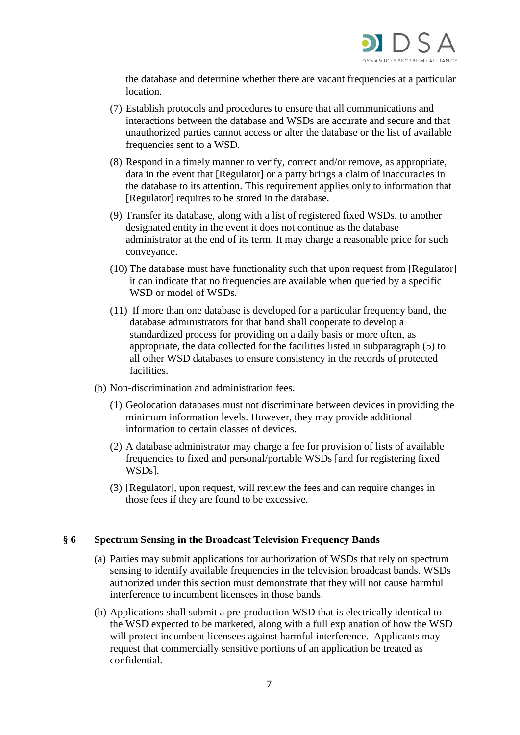the database and determine whether there are vacant frequencies at a particular location.

(7) Establish protocols and procedures to ensure that all communications and interactions between the database and WSDs are accurate and secure and that unauthorized parties cannot access or alter the database or the list of available frequencies sent to a WSD.

(8) Respond in a timely manner to verify, correct and/or remove, as appropriate, data in the event that [Regulator] or a party brings a claim of inaccuracies in the database to its attention. This requirement applies only to information that [Regulator] requires to be stored in the database.

(9) Transfer its database, along with a list of registered fixed WSDs, to another designated entity in the event it does not continue as the database administrator at the end of its term. It may charge a reasonable price for such conveyance.

(10) The database must have functionality such that upon request from [Regulator] it can indicate that no frequencies are available when queried by a specific WSD or model of WSDs.

(11) If more than one database is developed for a particular frequency band, the database administrators for that band shall cooperate to develop a standardized process for providing on a daily basis or more often, as appropriate, the data collected for the facilities listed in subparagraph (5) to all other WSD databases to ensure consistency in the records of protected facilities.

(b) Non-discrimination and administration fees.

(1) Geolocation databases must not discriminate between devices in providing the minimum information levels. However, they may provide additional information to certain classes of devices.

(2) A database administrator may charge a fee for provision of lists of available frequencies to fixed and personal/portable WSDs [and for registering fixed WSDs].

(3) [Regulator], upon request, will review the fees and can require changes in those fees if they are found to be excessive.

## § 6 Spectrum Sensing in the Broadcast Television Frequency Bands

(a) Parties may submit applications for authorization of WSDs that rely on spectrum sensing to identify available frequencies in the television broadcast bands. WSDs authorized under this section must demonstrate that they will not cause harmful interference to incumbent licensees in those bands.

(b) Applications shall submit a pre-production WSD that is electrically identical to the WSD expected to be marketed, along with a full explanation of how the WSD will protect incumbent licensees against harmful interference. Applicants may request that commercially sensitive portions of an application be treated as confidential.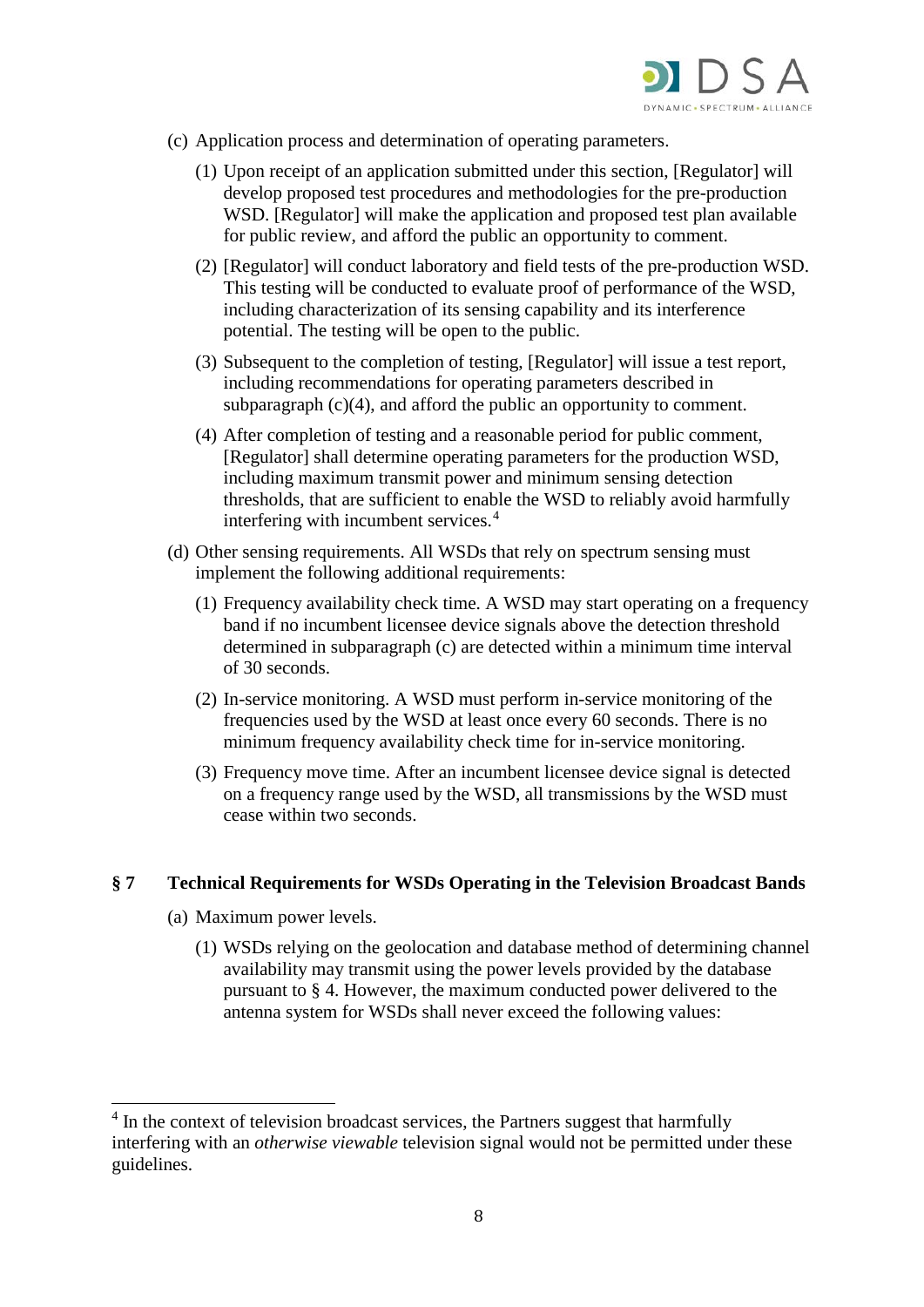(c) Application process and determination of operating parameters.

(1) Upon receipt of an application submitted under this section, [Regulator] will develop proposed test procedures and methodologies for the pre-production WSD. [Regulator] will make the application and proposed test plan available for public review, and afford the public an opportunity to comment.

(2) [Regulator] will conduct laboratory and field tests of the pre-production WSD. This testing will be conducted to evaluate proof of performance of the WSD, including characterization of its sensing capability and its interference potential. The testing will be open to the public.

(3) Subsequent to the completion of testing, [Regulator] will issue a test report, including recommendations for operating parameters described in subparagraph (c)(4), and afford the public an opportunity to comment.

(4) After completion of testing and a reasonable period for public comment, [Regulator] shall determine operating parameters for the production WSD, including maximum transmit power and minimum sensing detection thresholds, that are sufficient to enable the WSD to reliably avoid harmfully interfering with incumbent services.[4]

(d) Other sensing requirements. All WSDs that rely on spectrum sensing must implement the following additional requirements:

(1) Frequency availability check time. A WSD may start operating on a frequency band if no incumbent licensee device signals above the detection threshold determined in subparagraph (c) are detected within a minimum time interval of 30 seconds.

(2) In-service monitoring. A WSD must perform in-service monitoring of the frequencies used by the WSD at least once every 60 seconds. There is no minimum frequency availability check time for in-service monitoring.

(3) Frequency move time. After an incumbent licensee device signal is detected on a frequency range used by the WSD, all transmissions by the WSD must cease within two seconds.

## § 7 Technical Requirements for WSDs Operating in the Television Broadcast Bands

(a) Maximum power levels.

(1) WSDs relying on the geolocation and database method of determining channel availability may transmit using the power levels provided by the database pursuant to § 4. However, the maximum conducted power delivered to the antenna system for WSDs shall never exceed the following values:

---

[4] In the context of television broadcast services, the Partners suggest that harmfully interfering with an *otherwise viewable* television signal would not be permitted under these guidelines.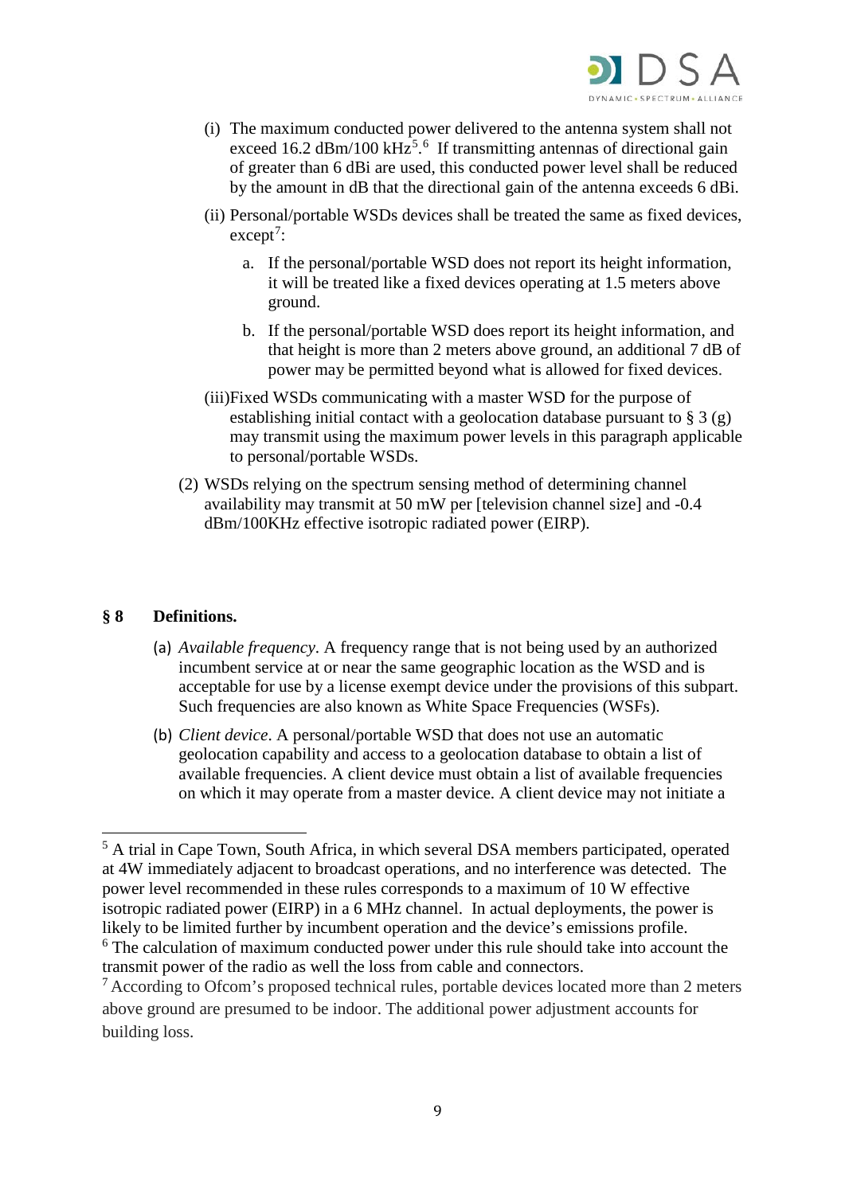(i) The maximum conducted power delivered to the antenna system shall not exceed 16.2 dBm/100 kHz[5].[6] If transmitting antennas of directional gain of greater than 6 dBi are used, this conducted power level shall be reduced by the amount in dB that the directional gain of the antenna exceeds 6 dBi.

(ii) Personal/portable WSDs devices shall be treated the same as fixed devices, except[7]:

a. If the personal/portable WSD does not report its height information, it will be treated like a fixed devices operating at 1.5 meters above ground.

b. If the personal/portable WSD does report its height information, and that height is more than 2 meters above ground, an additional 7 dB of power may be permitted beyond what is allowed for fixed devices.

(iii)Fixed WSDs communicating with a master WSD for the purpose of establishing initial contact with a geolocation database pursuant to § 3 (g) may transmit using the maximum power levels in this paragraph applicable to personal/portable WSDs.

(2) WSDs relying on the spectrum sensing method of determining channel availability may transmit at 50 mW per [television channel size] and -0.4 dBm/100KHz effective isotropic radiated power (EIRP).

## § 8 Definitions.

(a) *Available frequency*. A frequency range that is not being used by an authorized incumbent service at or near the same geographic location as the WSD and is acceptable for use by a license exempt device under the provisions of this subpart. Such frequencies are also known as White Space Frequencies (WSFs).

(b) *Client device*. A personal/portable WSD that does not use an automatic geolocation capability and access to a geolocation database to obtain a list of available frequencies. A client device must obtain a list of available frequencies on which it may operate from a master device. A client device may not initiate a

---

[5] A trial in Cape Town, South Africa, in which several DSA members participated, operated at 4W immediately adjacent to broadcast operations, and no interference was detected. The power level recommended in these rules corresponds to a maximum of 10 W effective isotropic radiated power (EIRP) in a 6 MHz channel. In actual deployments, the power is likely to be limited further by incumbent operation and the device's emissions profile.

[6] The calculation of maximum conducted power under this rule should take into account the transmit power of the radio as well the loss from cable and connectors.

[7] According to Ofcom's proposed technical rules, portable devices located more than 2 meters above ground are presumed to be indoor. The additional power adjustment accounts for building loss.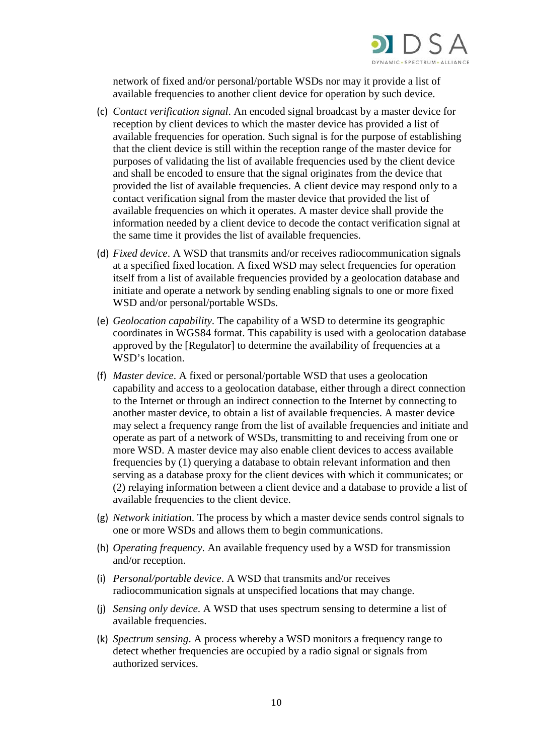network of fixed and/or personal/portable WSDs nor may it provide a list of available frequencies to another client device for operation by such device.

(c) *Contact verification signal*. An encoded signal broadcast by a master device for reception by client devices to which the master device has provided a list of available frequencies for operation. Such signal is for the purpose of establishing that the client device is still within the reception range of the master device for purposes of validating the list of available frequencies used by the client device and shall be encoded to ensure that the signal originates from the device that provided the list of available frequencies. A client device may respond only to a contact verification signal from the master device that provided the list of available frequencies on which it operates. A master device shall provide the information needed by a client device to decode the contact verification signal at the same time it provides the list of available frequencies.

(d) *Fixed device*. A WSD that transmits and/or receives radiocommunication signals at a specified fixed location. A fixed WSD may select frequencies for operation itself from a list of available frequencies provided by a geolocation database and initiate and operate a network by sending enabling signals to one or more fixed WSD and/or personal/portable WSDs.

(e) *Geolocation capability*. The capability of a WSD to determine its geographic coordinates in WGS84 format. This capability is used with a geolocation database approved by the [Regulator] to determine the availability of frequencies at a WSD's location.

(f) *Master device*. A fixed or personal/portable WSD that uses a geolocation capability and access to a geolocation database, either through a direct connection to the Internet or through an indirect connection to the Internet by connecting to another master device, to obtain a list of available frequencies. A master device may select a frequency range from the list of available frequencies and initiate and operate as part of a network of WSDs, transmitting to and receiving from one or more WSD. A master device may also enable client devices to access available frequencies by (1) querying a database to obtain relevant information and then serving as a database proxy for the client devices with which it communicates; or (2) relaying information between a client device and a database to provide a list of available frequencies to the client device.

(g) *Network initiation*. The process by which a master device sends control signals to one or more WSDs and allows them to begin communications.

(h) *Operating frequency*. An available frequency used by a WSD for transmission and/or reception.

(i) *Personal/portable device*. A WSD that transmits and/or receives radiocommunication signals at unspecified locations that may change.

(j) *Sensing only device*. A WSD that uses spectrum sensing to determine a list of available frequencies.

(k) *Spectrum sensing*. A process whereby a WSD monitors a frequency range to detect whether frequencies are occupied by a radio signal or signals from authorized services.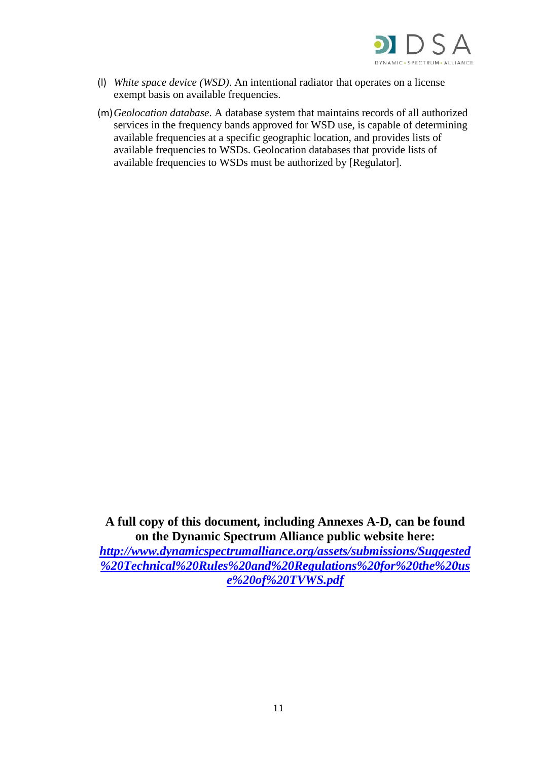(l) *White space device (WSD)*. An intentional radiator that operates on a license exempt basis on available frequencies.

(m) *Geolocation database*. A database system that maintains records of all authorized services in the frequency bands approved for WSD use, is capable of determining available frequencies at a specific geographic location, and provides lists of available frequencies to WSDs. Geolocation databases that provide lists of available frequencies to WSDs must be authorized by [Regulator].

**A full copy of this document, including Annexes A-D, can be found on the Dynamic Spectrum Alliance public website here:**
***http://www.dynamicspectrumalliance.org/assets/submissions/Suggested%20Technical%20Rules%20and%20Regulations%20for%20the%20use%20of%20TVWS.pdf***